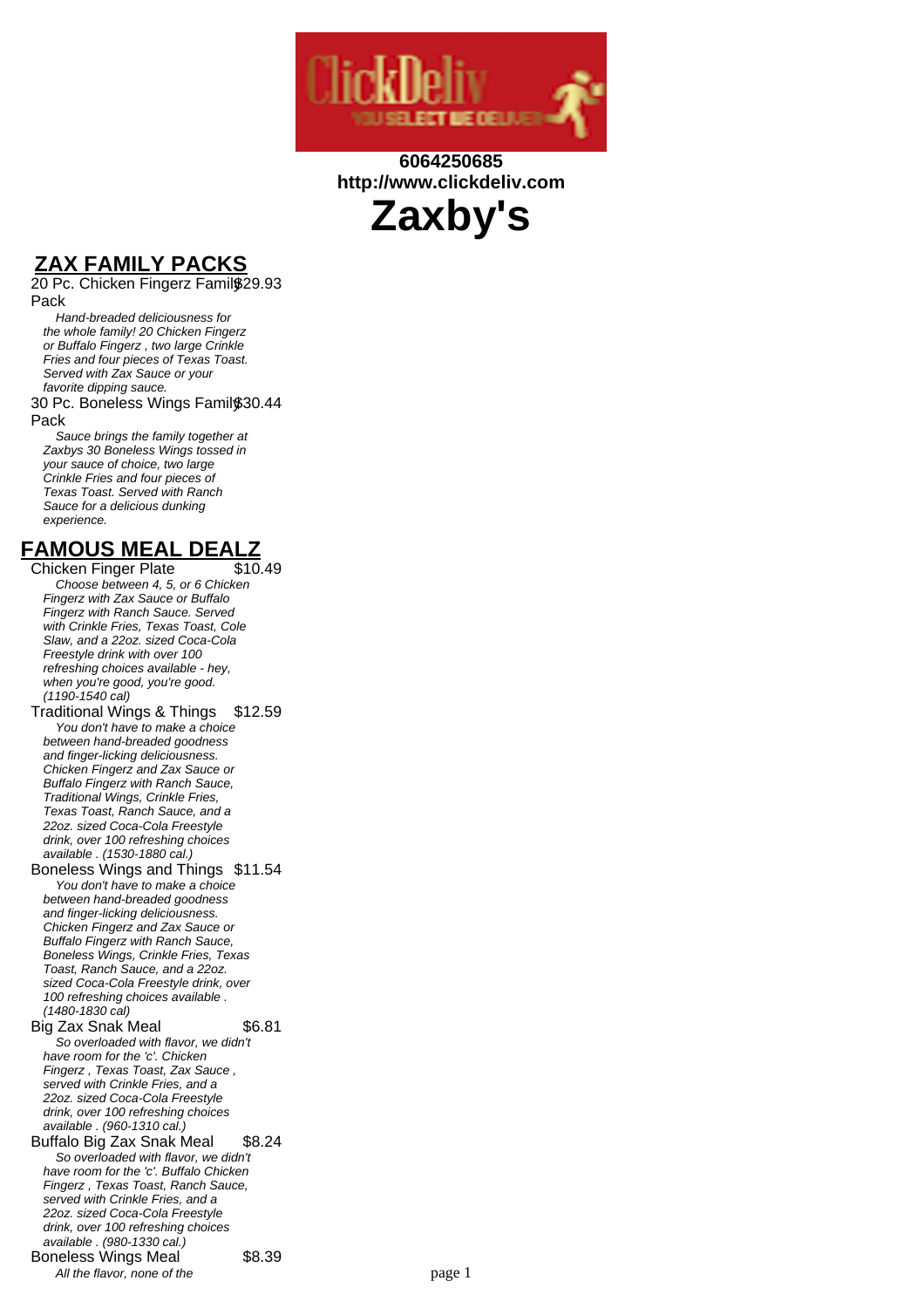6064250685
http://www.clickdeliv.com

# Zaxby's

## ZAX FAMILY PACKS

**20 Pc. Chicken Fingerz Family Pack** $29.93

*Hand-breaded deliciousness for the whole family! 20 Chicken Fingerz or Buffalo Fingerz , two large Crinkle Fries and four pieces of Texas Toast. Served with Zax Sauce or your favorite dipping sauce.*

**30 Pc. Boneless Wings Family Pack** $30.44

*Sauce brings the family together at Zaxbys 30 Boneless Wings tossed in your sauce of choice, two large Crinkle Fries and four pieces of Texas Toast. Served with Ranch Sauce for a delicious dunking experience.*

## FAMOUS MEAL DEALZ

**Chicken Finger Plate** $10.49

*Choose between 4, 5, or 6 Chicken Fingerz with Zax Sauce or Buffalo Fingerz with Ranch Sauce. Served with Crinkle Fries, Texas Toast, Cole Slaw, and a 22oz. sized Coca-Cola Freestyle drink with over 100 refreshing choices available - hey, when you're good, you're good. (1190-1540 cal)*

**Traditional Wings & Things** $12.59

*You don't have to make a choice between hand-breaded goodness and finger-licking deliciousness. Chicken Fingerz and Zax Sauce or Buffalo Fingerz with Ranch Sauce, Traditional Wings, Crinkle Fries, Texas Toast, Ranch Sauce, and a 22oz. sized Coca-Cola Freestyle drink, over 100 refreshing choices available . (1530-1880 cal.)*

**Boneless Wings and Things** $11.54

*You don't have to make a choice between hand-breaded goodness and finger-licking deliciousness. Chicken Fingerz and Zax Sauce or Buffalo Fingerz with Ranch Sauce, Boneless Wings, Crinkle Fries, Texas Toast, Ranch Sauce, and a 22oz. sized Coca-Cola Freestyle drink, over 100 refreshing choices available . (1480-1830 cal)*

**Big Zax Snak Meal** $6.81

*So overloaded with flavor, we didn't have room for the 'c'. Chicken Fingerz , Texas Toast, Zax Sauce , served with Crinkle Fries, and a 22oz. sized Coca-Cola Freestyle drink, over 100 refreshing choices available . (960-1310 cal.)*

**Buffalo Big Zax Snak Meal** $8.24

*So overloaded with flavor, we didn't have room for the 'c'. Buffalo Chicken Fingerz , Texas Toast, Ranch Sauce, served with Crinkle Fries, and a 22oz. sized Coca-Cola Freestyle drink, over 100 refreshing choices available . (980-1330 cal.)*

**Boneless Wings Meal** $8.39

*All the flavor, none of the*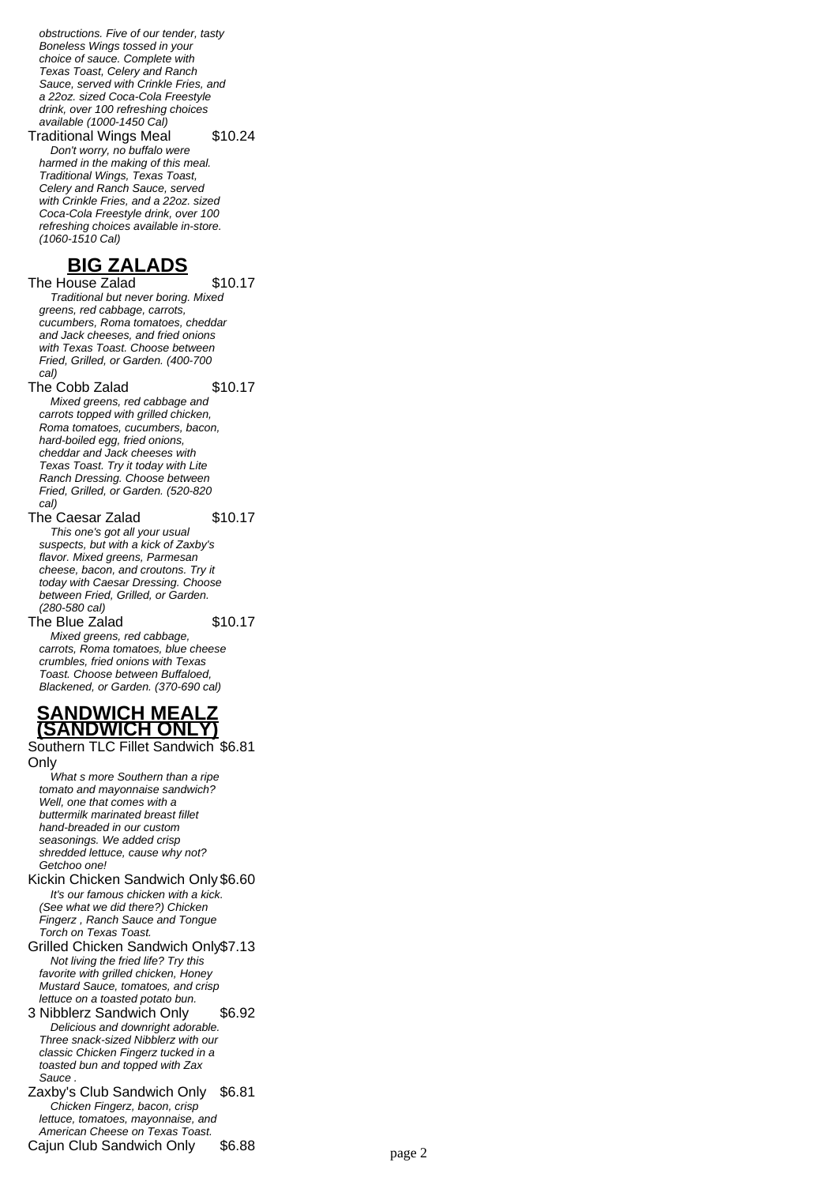*obstructions. Five of our tender, tasty Boneless Wings tossed in your choice of sauce. Complete with Texas Toast, Celery and Ranch Sauce, served with Crinkle Fries, and a 22oz. sized Coca-Cola Freestyle drink, over 100 refreshing choices available (1000-1450 Cal)*

Traditional Wings Meal $10.24

*Don't worry, no buffalo were harmed in the making of this meal. Traditional Wings, Texas Toast, Celery and Ranch Sauce, served with Crinkle Fries, and a 22oz. sized Coca-Cola Freestyle drink, over 100 refreshing choices available in-store. (1060-1510 Cal)*

## BIG ZALADS

The House Zalad $10.17

*Traditional but never boring. Mixed greens, red cabbage, carrots, cucumbers, Roma tomatoes, cheddar and Jack cheeses, and fried onions with Texas Toast. Choose between Fried, Grilled, or Garden. (400-700 cal)*

The Cobb Zalad $10.17

*Mixed greens, red cabbage and carrots topped with grilled chicken, Roma tomatoes, cucumbers, bacon, hard-boiled egg, fried onions, cheddar and Jack cheeses with Texas Toast. Try it today with Lite Ranch Dressing. Choose between Fried, Grilled, or Garden. (520-820 cal)*

The Caesar Zalad $10.17

*This one's got all your usual suspects, but with a kick of Zaxby's flavor. Mixed greens, Parmesan cheese, bacon, and croutons. Try it today with Caesar Dressing. Choose between Fried, Grilled, or Garden. (280-580 cal)*

The Blue Zalad $10.17

*Mixed greens, red cabbage, carrots, Roma tomatoes, blue cheese crumbles, fried onions with Texas Toast. Choose between Buffaloed, Blackened, or Garden. (370-690 cal)*

## SANDWICH MEALZ (SANDWICH ONLY)

Southern TLC Fillet Sandwich Only $6.81

*What s more Southern than a ripe tomato and mayonnaise sandwich? Well, one that comes with a buttermilk marinated breast fillet hand-breaded in our custom seasonings. We added crisp shredded lettuce, cause why not? Getchoo one!*

Kickin Chicken Sandwich Only $6.60

*It's our famous chicken with a kick. (See what we did there?) Chicken Fingerz , Ranch Sauce and Tongue Torch on Texas Toast.*

Grilled Chicken Sandwich Only $7.13

*Not living the fried life? Try this favorite with grilled chicken, Honey Mustard Sauce, tomatoes, and crisp lettuce on a toasted potato bun.*

3 Nibblerz Sandwich Only $6.92

*Delicious and downright adorable. Three snack-sized Nibblerz with our classic Chicken Fingerz tucked in a toasted bun and topped with Zax Sauce .*

Zaxby's Club Sandwich Only $6.81

*Chicken Fingerz, bacon, crisp lettuce, tomatoes, mayonnaise, and American Cheese on Texas Toast.*

Cajun Club Sandwich Only $6.88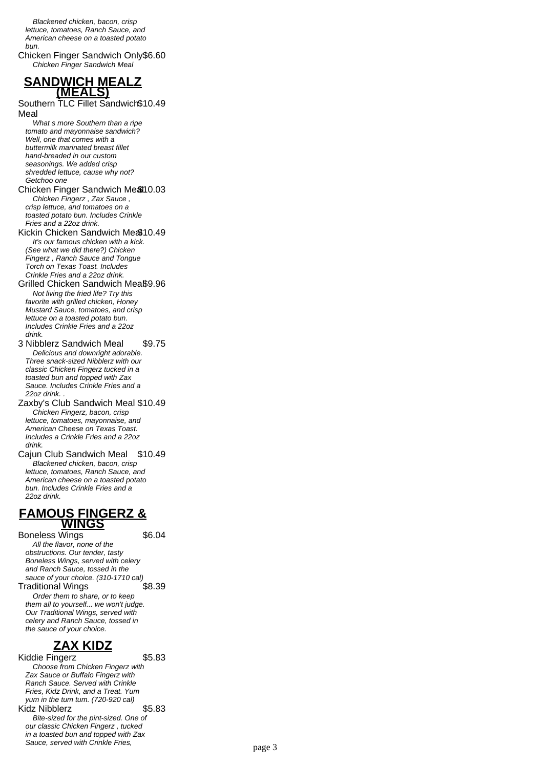*Blackened chicken, bacon, crisp lettuce, tomatoes, Ranch Sauce, and American cheese on a toasted potato bun.*

Chicken Finger Sandwich Only $6.60

*Chicken Finger Sandwich Meal*

## SANDWICH MEALZ (MEALS)

Southern TLC Fillet Sandwich Meal $10.49

*What s more Southern than a ripe tomato and mayonnaise sandwich? Well, one that comes with a buttermilk marinated breast fillet hand-breaded in our custom seasonings. We added crisp shredded lettuce, cause why not? Getchoo one*

Chicken Finger Sandwich Meal $10.03

*Chicken Fingerz , Zax Sauce , crisp lettuce, and tomatoes on a toasted potato bun. Includes Crinkle Fries and a 22oz drink.*

Kickin Chicken Sandwich Meal $10.49

*It's our famous chicken with a kick. (See what we did there?) Chicken Fingerz , Ranch Sauce and Tongue Torch on Texas Toast. Includes Crinkle Fries and a 22oz drink.*

Grilled Chicken Sandwich Meal $9.96

*Not living the fried life? Try this favorite with grilled chicken, Honey Mustard Sauce, tomatoes, and crisp lettuce on a toasted potato bun. Includes Crinkle Fries and a 22oz drink.*

3 Nibblerz Sandwich Meal $9.75

*Delicious and downright adorable. Three snack-sized Nibblerz with our classic Chicken Fingerz tucked in a toasted bun and topped with Zax Sauce. Includes Crinkle Fries and a 22oz drink. .*

Zaxby's Club Sandwich Meal $10.49

*Chicken Fingerz, bacon, crisp lettuce, tomatoes, mayonnaise, and American Cheese on Texas Toast. Includes a Crinkle Fries and a 22oz drink.*

Cajun Club Sandwich Meal $10.49

*Blackened chicken, bacon, crisp lettuce, tomatoes, Ranch Sauce, and American cheese on a toasted potato bun. Includes Crinkle Fries and a 22oz drink.*

## FAMOUS FINGERZ & WINGS

Boneless Wings $6.04

*All the flavor, none of the obstructions. Our tender, tasty Boneless Wings, served with celery and Ranch Sauce, tossed in the sauce of your choice. (310-1710 cal)*

Traditional Wings $8.39

*Order them to share, or to keep them all to yourself... we won't judge. Our Traditional Wings, served with celery and Ranch Sauce, tossed in the sauce of your choice.*

## ZAX KIDZ

Kiddie Fingerz $5.83

*Choose from Chicken Fingerz with Zax Sauce or Buffalo Fingerz with Ranch Sauce. Served with Crinkle Fries, Kidz Drink, and a Treat. Yum yum in the tum tum. (720-920 cal)*

Kidz Nibblerz $5.83

*Bite-sized for the pint-sized. One of our classic Chicken Fingerz , tucked in a toasted bun and topped with Zax Sauce, served with Crinkle Fries,*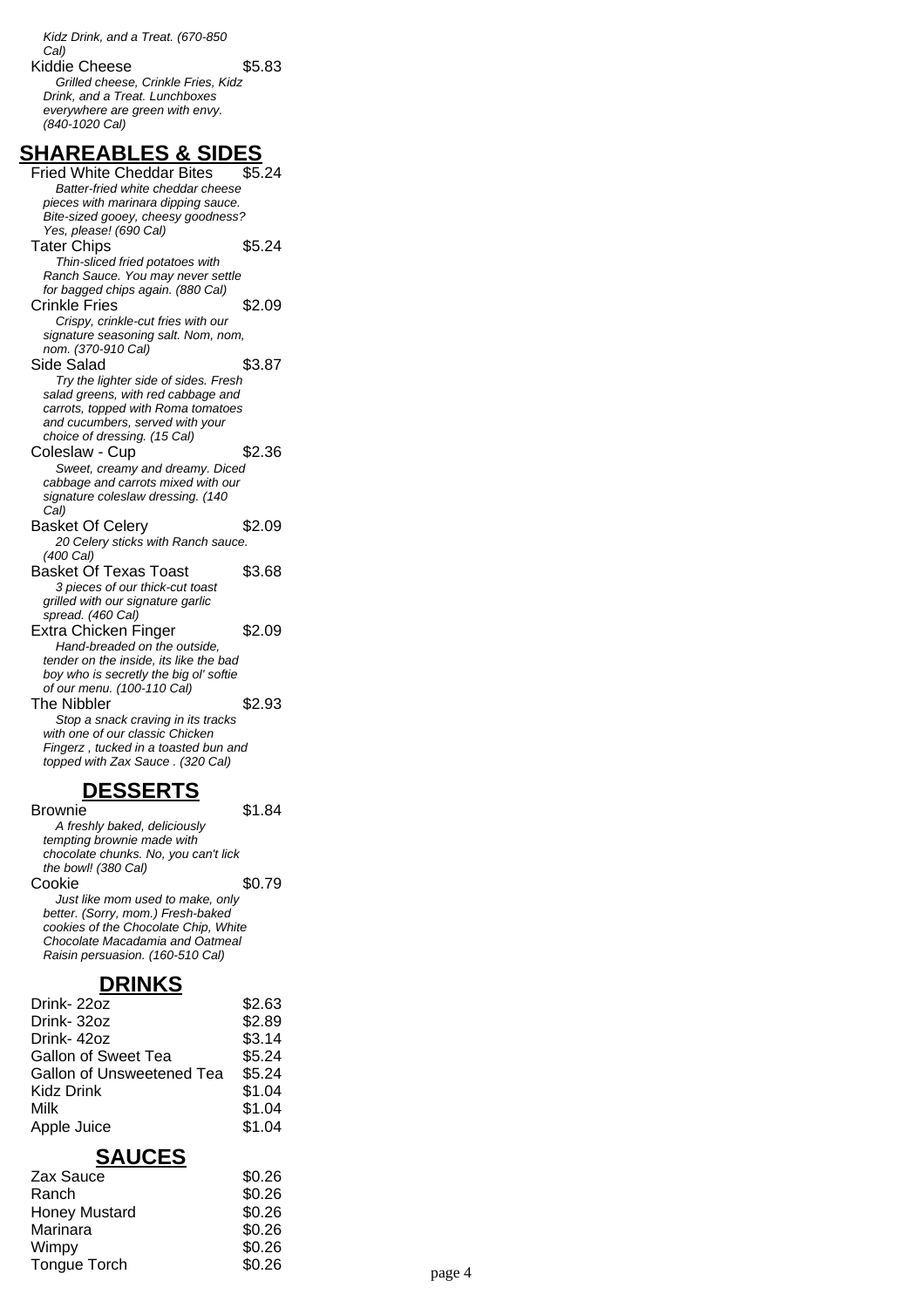*Kidz Drink, and a Treat. (670-850 Cal)*

Kiddie Cheese $5.83

*Grilled cheese, Crinkle Fries, Kidz Drink, and a Treat. Lunchboxes everywhere are green with envy. (840-1020 Cal)*

## SHAREABLES & SIDES

Fried White Cheddar Bites $5.24

*Batter-fried white cheddar cheese pieces with marinara dipping sauce. Bite-sized gooey, cheesy goodness? Yes, please! (690 Cal)*

Tater Chips $5.24

*Thin-sliced fried potatoes with Ranch Sauce. You may never settle for bagged chips again. (880 Cal)*

Crinkle Fries $2.09

*Crispy, crinkle-cut fries with our signature seasoning salt. Nom, nom, nom. (370-910 Cal)*

Side Salad $3.87

*Try the lighter side of sides. Fresh salad greens, with red cabbage and carrots, topped with Roma tomatoes and cucumbers, served with your choice of dressing. (15 Cal)*

Coleslaw - Cup $2.36

*Sweet, creamy and dreamy. Diced cabbage and carrots mixed with our signature coleslaw dressing. (140 Cal)*

Basket Of Celery $2.09

*20 Celery sticks with Ranch sauce. (400 Cal)*

Basket Of Texas Toast $3.68

*3 pieces of our thick-cut toast grilled with our signature garlic spread. (460 Cal)*

Extra Chicken Finger $2.09

*Hand-breaded on the outside, tender on the inside, its like the bad boy who is secretly the big ol' softie of our menu. (100-110 Cal)*

The Nibbler $2.93

*Stop a snack craving in its tracks with one of our classic Chicken Fingerz , tucked in a toasted bun and topped with Zax Sauce . (320 Cal)*

## DESSERTS

Brownie $1.84

*A freshly baked, deliciously tempting brownie made with chocolate chunks. No, you can't lick the bowl! (380 Cal)*

Cookie $0.79

*Just like mom used to make, only better. (Sorry, mom.) Fresh-baked cookies of the Chocolate Chip, White Chocolate Macadamia and Oatmeal Raisin persuasion. (160-510 Cal)*

## DRINKS

| Item | Price |
|---|---|
| Drink- 22oz | $2.63 |
| Drink- 32oz | $2.89 |
| Drink- 42oz | $3.14 |
| Gallon of Sweet Tea | $5.24 |
| Gallon of Unsweetened Tea | $5.24 |
| Kidz Drink | $1.04 |
| Milk | $1.04 |
| Apple Juice | $1.04 |

## SAUCES

| Item | Price |
|---|---|
| Zax Sauce | $0.26 |
| Ranch | $0.26 |
| Honey Mustard | $0.26 |
| Marinara | $0.26 |
| Wimpy | $0.26 |
| Tongue Torch | $0.26 |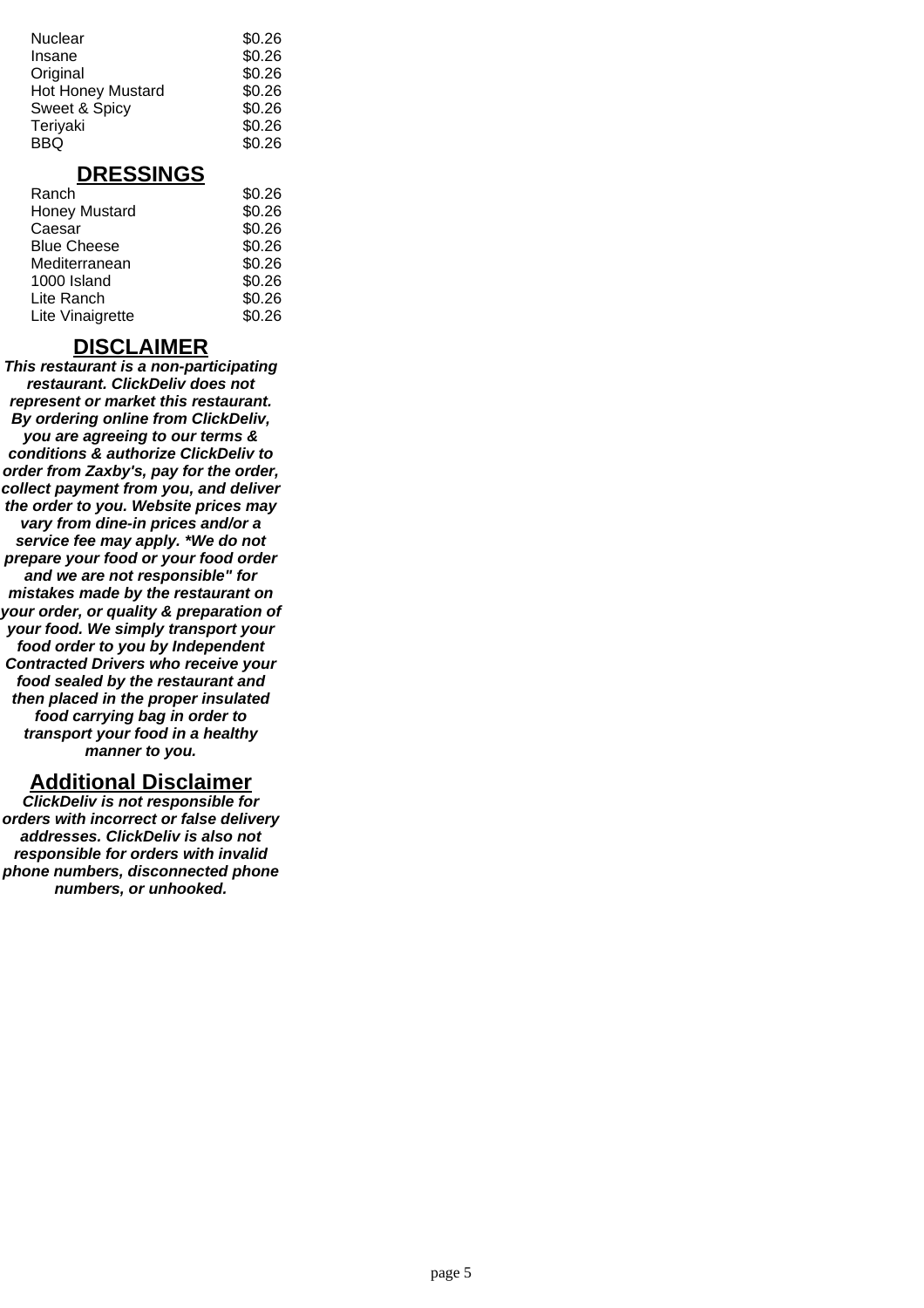| | |
|---|---|
| Nuclear | $0.26 |
| Insane | $0.26 |
| Original | $0.26 |
| Hot Honey Mustard | $0.26 |
| Sweet & Spicy | $0.26 |
| Teriyaki | $0.26 |
| BBQ | $0.26 |

## DRESSINGS

| | |
|---|---|
| Ranch | $0.26 |
| Honey Mustard | $0.26 |
| Caesar | $0.26 |
| Blue Cheese | $0.26 |
| Mediterranean | $0.26 |
| 1000 Island | $0.26 |
| Lite Ranch | $0.26 |
| Lite Vinaigrette | $0.26 |

## DISCLAIMER

***This restaurant is a non-participating restaurant. ClickDeliv does not represent or market this restaurant. By ordering online from ClickDeliv, you are agreeing to our terms & conditions & authorize ClickDeliv to order from Zaxby's, pay for the order, collect payment from you, and deliver the order to you. Website prices may vary from dine-in prices and/or a service fee may apply. *We do not prepare your food or your food order and we are not responsible" for mistakes made by the restaurant on your order, or quality & preparation of your food. We simply transport your food order to you by Independent Contracted Drivers who receive your food sealed by the restaurant and then placed in the proper insulated food carrying bag in order to transport your food in a healthy manner to you.***

## Additional Disclaimer

***ClickDeliv is not responsible for orders with incorrect or false delivery addresses. ClickDeliv is also not responsible for orders with invalid phone numbers, disconnected phone numbers, or unhooked.***